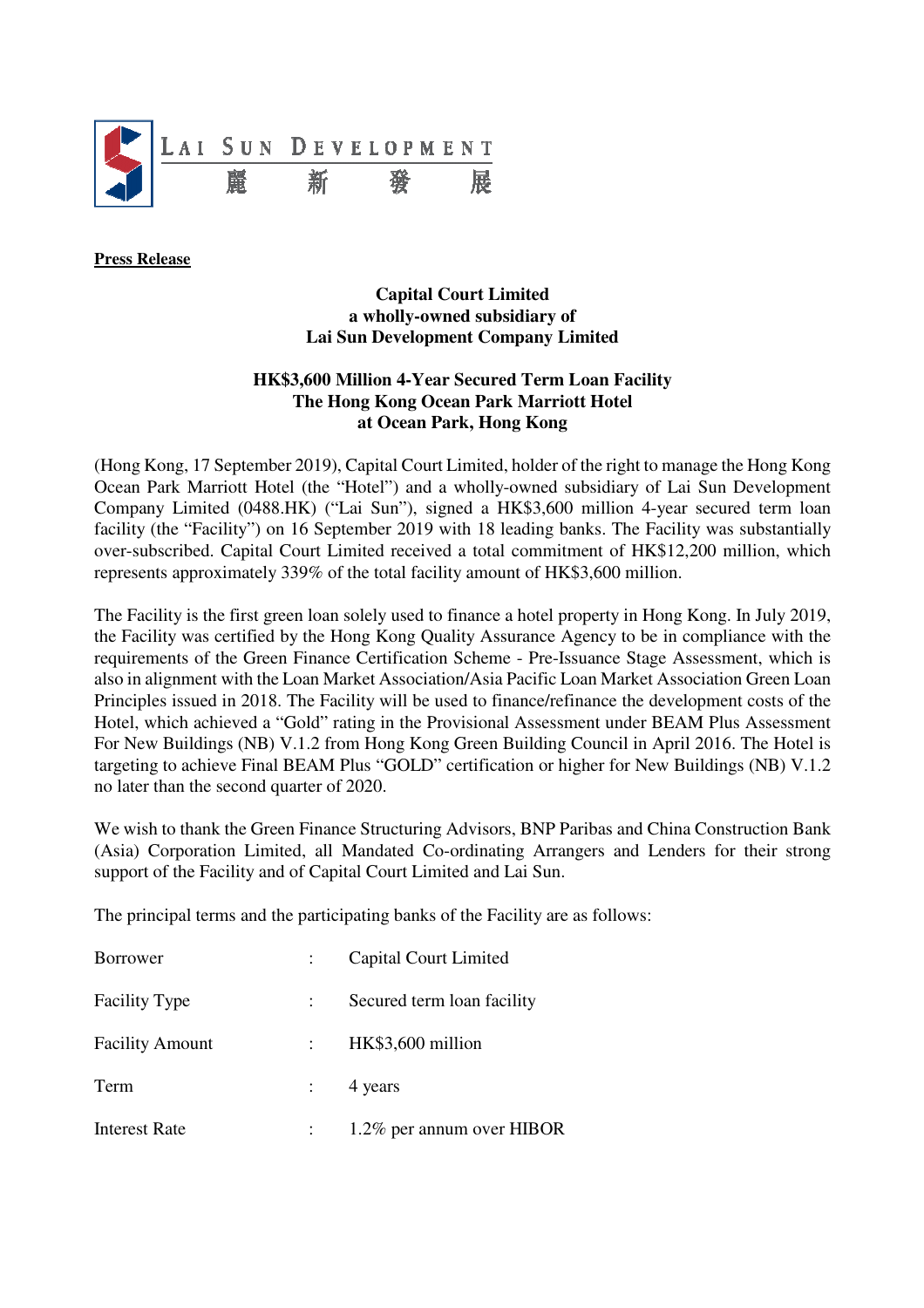LAI SUN DEVELOPMENT
麗新發展

**Press Release**

**Capital Court Limited**
**a wholly-owned subsidiary of**
**Lai Sun Development Company Limited**

**HK$3,600 Million 4-Year Secured Term Loan Facility**
**The Hong Kong Ocean Park Marriott Hotel**
**at Ocean Park, Hong Kong**

(Hong Kong, 17 September 2019), Capital Court Limited, holder of the right to manage the Hong Kong Ocean Park Marriott Hotel (the "Hotel") and a wholly-owned subsidiary of Lai Sun Development Company Limited (0488.HK) ("Lai Sun"), signed a HK$3,600 million 4-year secured term loan facility (the "Facility") on 16 September 2019 with 18 leading banks. The Facility was substantially over-subscribed. Capital Court Limited received a total commitment of HK$12,200 million, which represents approximately 339% of the total facility amount of HK$3,600 million.

The Facility is the first green loan solely used to finance a hotel property in Hong Kong. In July 2019, the Facility was certified by the Hong Kong Quality Assurance Agency to be in compliance with the requirements of the Green Finance Certification Scheme - Pre-Issuance Stage Assessment, which is also in alignment with the Loan Market Association/Asia Pacific Loan Market Association Green Loan Principles issued in 2018. The Facility will be used to finance/refinance the development costs of the Hotel, which achieved a "Gold" rating in the Provisional Assessment under BEAM Plus Assessment For New Buildings (NB) V.1.2 from Hong Kong Green Building Council in April 2016. The Hotel is targeting to achieve Final BEAM Plus "GOLD" certification or higher for New Buildings (NB) V.1.2 no later than the second quarter of 2020.

We wish to thank the Green Finance Structuring Advisors, BNP Paribas and China Construction Bank (Asia) Corporation Limited, all Mandated Co-ordinating Arrangers and Lenders for their strong support of the Facility and of Capital Court Limited and Lai Sun.

The principal terms and the participating banks of the Facility are as follows:

| | | |
|---|---|---|
| Borrower | : | Capital Court Limited |
| Facility Type | : | Secured term loan facility |
| Facility Amount | : | HK$3,600 million |
| Term | : | 4 years |
| Interest Rate | : | 1.2% per annum over HIBOR |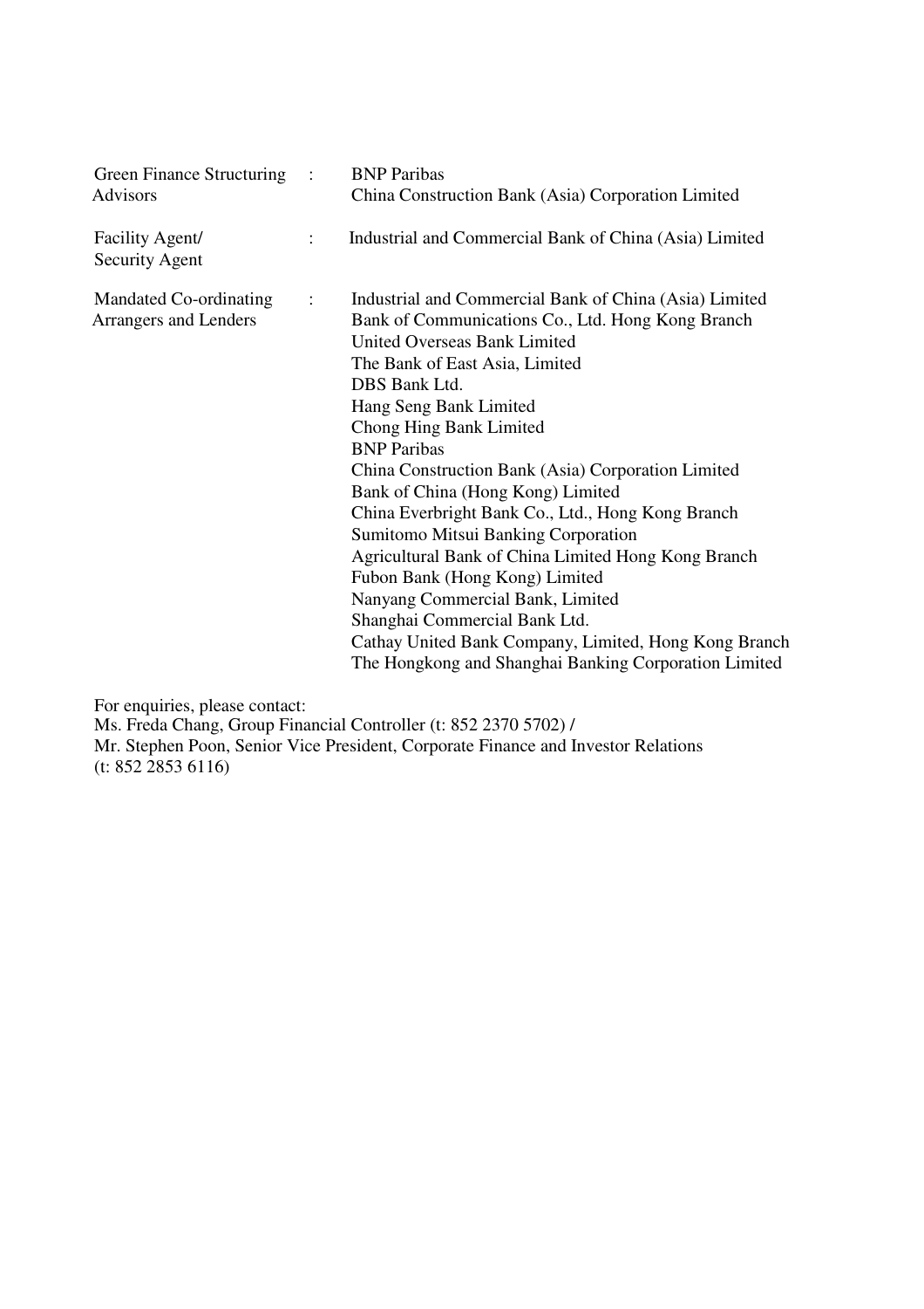| | | |
|---|---|---|
| Green Finance Structuring Advisors | : | BNP Paribas<br>China Construction Bank (Asia) Corporation Limited |
| Facility Agent/ Security Agent | : | Industrial and Commercial Bank of China (Asia) Limited |
| Mandated Co-ordinating Arrangers and Lenders | : | Industrial and Commercial Bank of China (Asia) Limited<br>Bank of Communications Co., Ltd. Hong Kong Branch<br>United Overseas Bank Limited<br>The Bank of East Asia, Limited<br>DBS Bank Ltd.<br>Hang Seng Bank Limited<br>Chong Hing Bank Limited<br>BNP Paribas<br>China Construction Bank (Asia) Corporation Limited<br>Bank of China (Hong Kong) Limited<br>China Everbright Bank Co., Ltd., Hong Kong Branch<br>Sumitomo Mitsui Banking Corporation<br>Agricultural Bank of China Limited Hong Kong Branch<br>Fubon Bank (Hong Kong) Limited<br>Nanyang Commercial Bank, Limited<br>Shanghai Commercial Bank Ltd.<br>Cathay United Bank Company, Limited, Hong Kong Branch<br>The Hongkong and Shanghai Banking Corporation Limited |

For enquiries, please contact:
Ms. Freda Chang, Group Financial Controller (t: 852 2370 5702) /
Mr. Stephen Poon, Senior Vice President, Corporate Finance and Investor Relations
(t: 852 2853 6116)